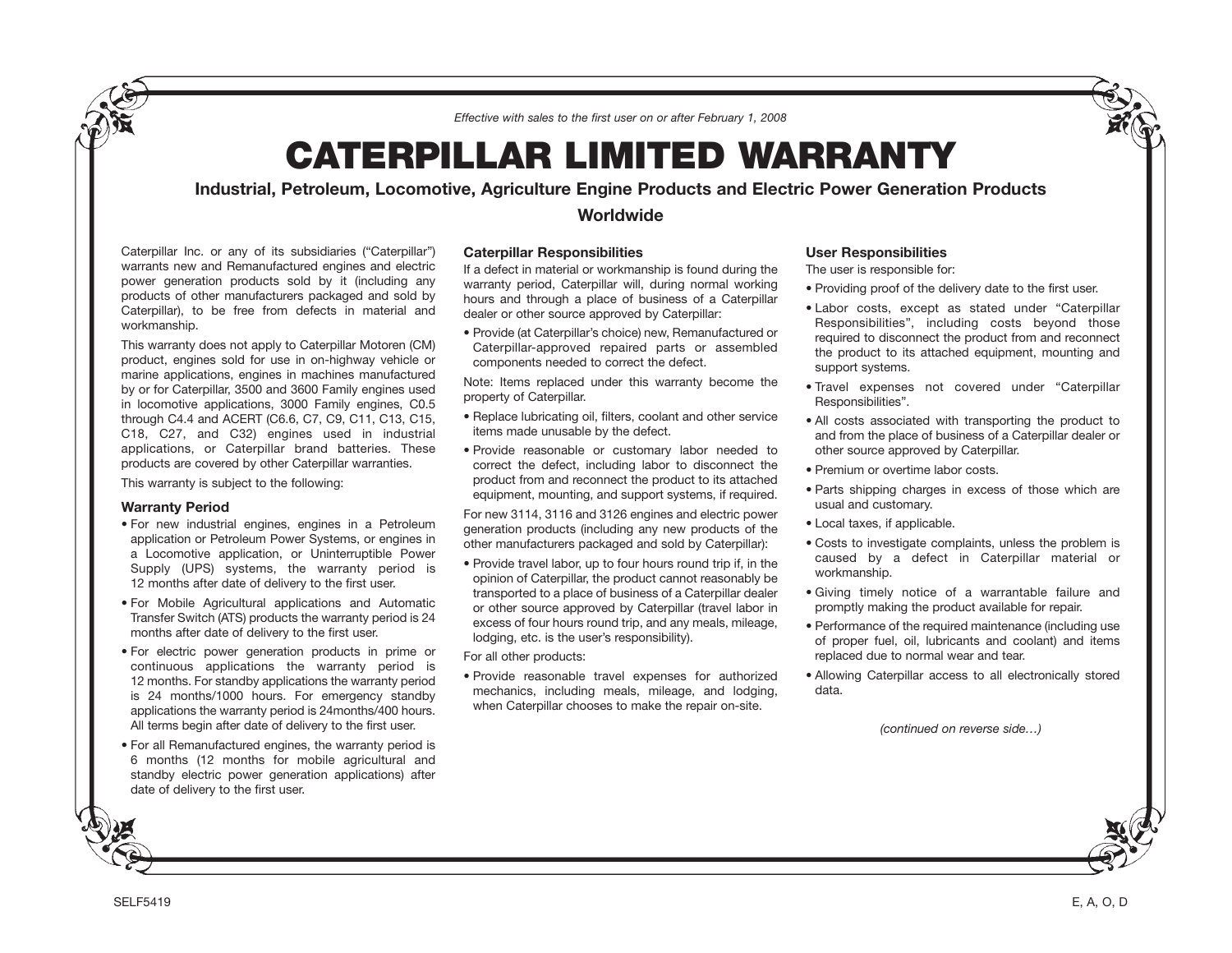*Effective with sales to the first user on or after February 1, 2008*

# CATERPILLAR LIMITED WARRANTY

**Industrial, Petroleum, Locomotive, Agriculture Engine Products and Electric Power Generation Products**

**Worldwide**

Caterpillar Inc. or any of its subsidiaries ("Caterpillar") warrants new and Remanufactured engines and electric power generation products sold by it (including any products of other manufacturers packaged and sold by Caterpillar), to be free from defects in material and workmanship.

This warranty does not apply to Caterpillar Motoren (CM) product, engines sold for use in on-highway vehicle or marine applications, engines in machines manufactured by or for Caterpillar, 3500 and 3600 Family engines used in locomotive applications, 3000 Family engines, C0.5 through C4.4 and ACERT (C6.6, C7, C9, C11, C13, C15, C18, C27, and C32) engines used in industrial applications, or Caterpillar brand batteries. These products are covered by other Caterpillar warranties.

This warranty is subject to the following:

### Warranty Period

- For new industrial engines, engines in a Petroleum application or Petroleum Power Systems, or engines in a Locomotive application, or Uninterruptible Power Supply (UPS) systems, the warranty period is 12 months after date of delivery to the first user.
- For Mobile Agricultural applications and Automatic Transfer Switch (ATS) products the warranty period is 24 months after date of delivery to the first user.
- For electric power generation products in prime or continuous applications the warranty period is 12 months. For standby applications the warranty period is 24 months/1000 hours. For emergency standby applications the warranty period is 24months/400 hours. All terms begin after date of delivery to the first user.
- For all Remanufactured engines, the warranty period is 6 months (12 months for mobile agricultural and standby electric power generation applications) after date of delivery to the first user.

### Caterpillar Responsibilities

If a defect in material or workmanship is found during the warranty period, Caterpillar will, during normal working hours and through a place of business of a Caterpillar dealer or other source approved by Caterpillar:

- Provide (at Caterpillar's choice) new, Remanufactured or Caterpillar-approved repaired parts or assembled components needed to correct the defect.

Note: Items replaced under this warranty become the property of Caterpillar.

- Replace lubricating oil, filters, coolant and other service items made unusable by the defect.
- Provide reasonable or customary labor needed to correct the defect, including labor to disconnect the product from and reconnect the product to its attached equipment, mounting, and support systems, if required.

For new 3114, 3116 and 3126 engines and electric power generation products (including any new products of the other manufacturers packaged and sold by Caterpillar):

- Provide travel labor, up to four hours round trip if, in the opinion of Caterpillar, the product cannot reasonably be transported to a place of business of a Caterpillar dealer or other source approved by Caterpillar (travel labor in excess of four hours round trip, and any meals, mileage, lodging, etc. is the user's responsibility).

For all other products:

- Provide reasonable travel expenses for authorized mechanics, including meals, mileage, and lodging, when Caterpillar chooses to make the repair on-site.

### User Responsibilities

The user is responsible for:

- Providing proof of the delivery date to the first user.
- Labor costs, except as stated under "Caterpillar Responsibilities", including costs beyond those required to disconnect the product from and reconnect the product to its attached equipment, mounting and support systems.
- Travel expenses not covered under "Caterpillar Responsibilities".
- All costs associated with transporting the product to and from the place of business of a Caterpillar dealer or other source approved by Caterpillar.
- Premium or overtime labor costs.
- Parts shipping charges in excess of those which are usual and customary.
- Local taxes, if applicable.
- Costs to investigate complaints, unless the problem is caused by a defect in Caterpillar material or workmanship.
- Giving timely notice of a warrantable failure and promptly making the product available for repair.
- Performance of the required maintenance (including use of proper fuel, oil, lubricants and coolant) and items replaced due to normal wear and tear.
- Allowing Caterpillar access to all electronically stored data.

*(continued on reverse side…)*

SELF5419 E, A, O, D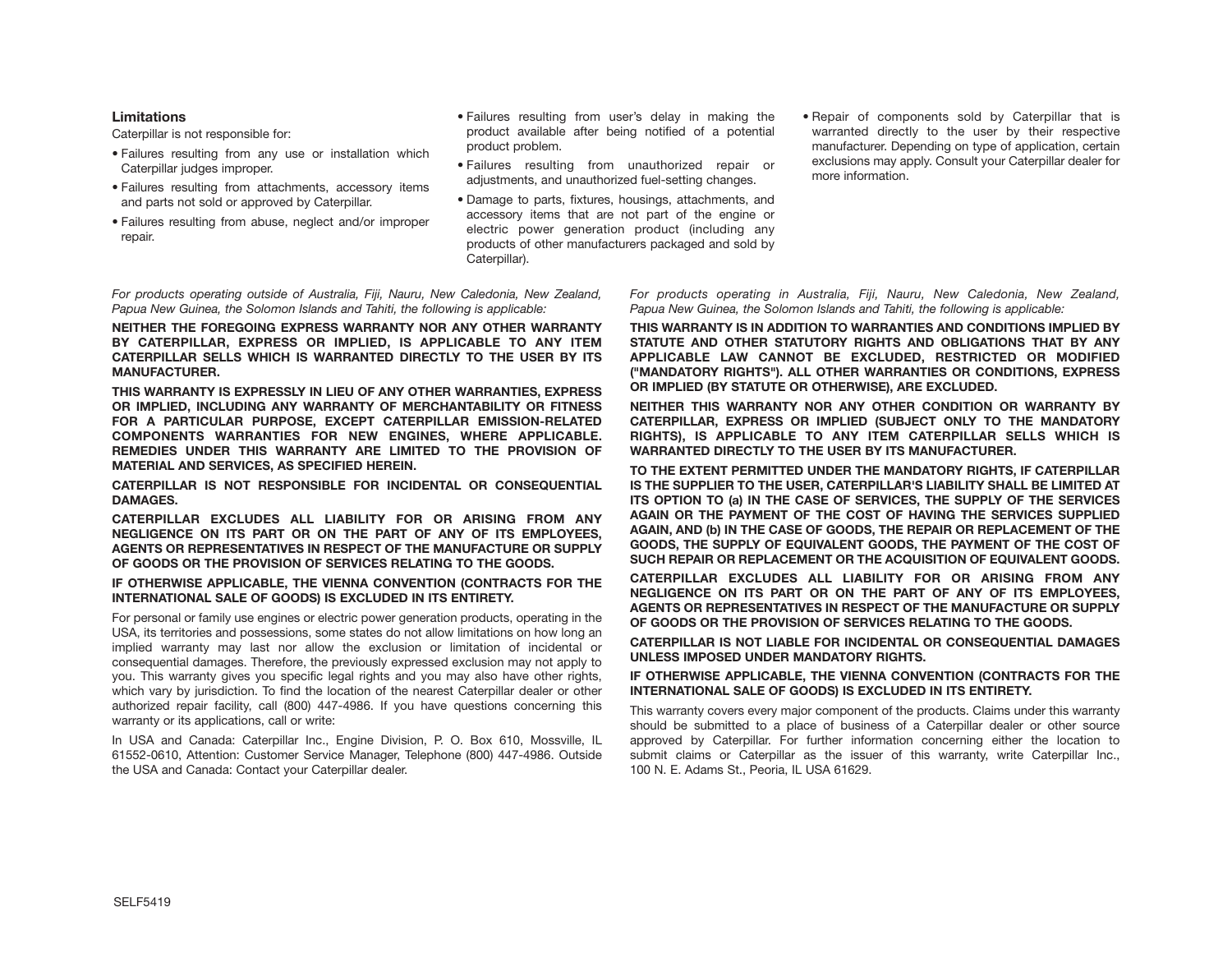**Limitations**

Caterpillar is not responsible for:

- Failures resulting from any use or installation which Caterpillar judges improper.
- Failures resulting from attachments, accessory items and parts not sold or approved by Caterpillar.
- Failures resulting from abuse, neglect and/or improper repair.
- Failures resulting from user's delay in making the product available after being notified of a potential product problem.
- Failures resulting from unauthorized repair or adjustments, and unauthorized fuel-setting changes.
- Damage to parts, fixtures, housings, attachments, and accessory items that are not part of the engine or electric power generation product (including any products of other manufacturers packaged and sold by Caterpillar).
- Repair of components sold by Caterpillar that is warranted directly to the user by their respective manufacturer. Depending on type of application, certain exclusions may apply. Consult your Caterpillar dealer for more information.

*For products operating outside of Australia, Fiji, Nauru, New Caledonia, New Zealand, Papua New Guinea, the Solomon Islands and Tahiti, the following is applicable:*

**NEITHER THE FOREGOING EXPRESS WARRANTY NOR ANY OTHER WARRANTY BY CATERPILLAR, EXPRESS OR IMPLIED, IS APPLICABLE TO ANY ITEM CATERPILLAR SELLS WHICH IS WARRANTED DIRECTLY TO THE USER BY ITS MANUFACTURER.**

**THIS WARRANTY IS EXPRESSLY IN LIEU OF ANY OTHER WARRANTIES, EXPRESS OR IMPLIED, INCLUDING ANY WARRANTY OF MERCHANTABILITY OR FITNESS FOR A PARTICULAR PURPOSE, EXCEPT CATERPILLAR EMISSION-RELATED COMPONENTS WARRANTIES FOR NEW ENGINES, WHERE APPLICABLE. REMEDIES UNDER THIS WARRANTY ARE LIMITED TO THE PROVISION OF MATERIAL AND SERVICES, AS SPECIFIED HEREIN.**

**CATERPILLAR IS NOT RESPONSIBLE FOR INCIDENTAL OR CONSEQUENTIAL DAMAGES.**

**CATERPILLAR EXCLUDES ALL LIABILITY FOR OR ARISING FROM ANY NEGLIGENCE ON ITS PART OR ON THE PART OF ANY OF ITS EMPLOYEES, AGENTS OR REPRESENTATIVES IN RESPECT OF THE MANUFACTURE OR SUPPLY OF GOODS OR THE PROVISION OF SERVICES RELATING TO THE GOODS.**

**IF OTHERWISE APPLICABLE, THE VIENNA CONVENTION (CONTRACTS FOR THE INTERNATIONAL SALE OF GOODS) IS EXCLUDED IN ITS ENTIRETY.**

For personal or family use engines or electric power generation products, operating in the USA, its territories and possessions, some states do not allow limitations on how long an implied warranty may last nor allow the exclusion or limitation of incidental or consequential damages. Therefore, the previously expressed exclusion may not apply to you. This warranty gives you specific legal rights and you may also have other rights, which vary by jurisdiction. To find the location of the nearest Caterpillar dealer or other authorized repair facility, call (800) 447-4986. If you have questions concerning this warranty or its applications, call or write:

In USA and Canada: Caterpillar Inc., Engine Division, P. O. Box 610, Mossville, IL 61552-0610, Attention: Customer Service Manager, Telephone (800) 447-4986. Outside the USA and Canada: Contact your Caterpillar dealer.

*For products operating in Australia, Fiji, Nauru, New Caledonia, New Zealand, Papua New Guinea, the Solomon Islands and Tahiti, the following is applicable:*

**THIS WARRANTY IS IN ADDITION TO WARRANTIES AND CONDITIONS IMPLIED BY STATUTE AND OTHER STATUTORY RIGHTS AND OBLIGATIONS THAT BY ANY APPLICABLE LAW CANNOT BE EXCLUDED, RESTRICTED OR MODIFIED ("MANDATORY RIGHTS"). ALL OTHER WARRANTIES OR CONDITIONS, EXPRESS OR IMPLIED (BY STATUTE OR OTHERWISE), ARE EXCLUDED.**

**NEITHER THIS WARRANTY NOR ANY OTHER CONDITION OR WARRANTY BY CATERPILLAR, EXPRESS OR IMPLIED (SUBJECT ONLY TO THE MANDATORY RIGHTS), IS APPLICABLE TO ANY ITEM CATERPILLAR SELLS WHICH IS WARRANTED DIRECTLY TO THE USER BY ITS MANUFACTURER.**

**TO THE EXTENT PERMITTED UNDER THE MANDATORY RIGHTS, IF CATERPILLAR IS THE SUPPLIER TO THE USER, CATERPILLAR'S LIABILITY SHALL BE LIMITED AT ITS OPTION TO (a) IN THE CASE OF SERVICES, THE SUPPLY OF THE SERVICES AGAIN OR THE PAYMENT OF THE COST OF HAVING THE SERVICES SUPPLIED AGAIN, AND (b) IN THE CASE OF GOODS, THE REPAIR OR REPLACEMENT OF THE GOODS, THE SUPPLY OF EQUIVALENT GOODS, THE PAYMENT OF THE COST OF SUCH REPAIR OR REPLACEMENT OR THE ACQUISITION OF EQUIVALENT GOODS.**

**CATERPILLAR EXCLUDES ALL LIABILITY FOR OR ARISING FROM ANY NEGLIGENCE ON ITS PART OR ON THE PART OF ANY OF ITS EMPLOYEES, AGENTS OR REPRESENTATIVES IN RESPECT OF THE MANUFACTURE OR SUPPLY OF GOODS OR THE PROVISION OF SERVICES RELATING TO THE GOODS.**

**CATERPILLAR IS NOT LIABLE FOR INCIDENTAL OR CONSEQUENTIAL DAMAGES UNLESS IMPOSED UNDER MANDATORY RIGHTS.**

**IF OTHERWISE APPLICABLE, THE VIENNA CONVENTION (CONTRACTS FOR THE INTERNATIONAL SALE OF GOODS) IS EXCLUDED IN ITS ENTIRETY.**

This warranty covers every major component of the products. Claims under this warranty should be submitted to a place of business of a Caterpillar dealer or other source approved by Caterpillar. For further information concerning either the location to submit claims or Caterpillar as the issuer of this warranty, write Caterpillar Inc., 100 N. E. Adams St., Peoria, IL USA 61629.

SELF5419